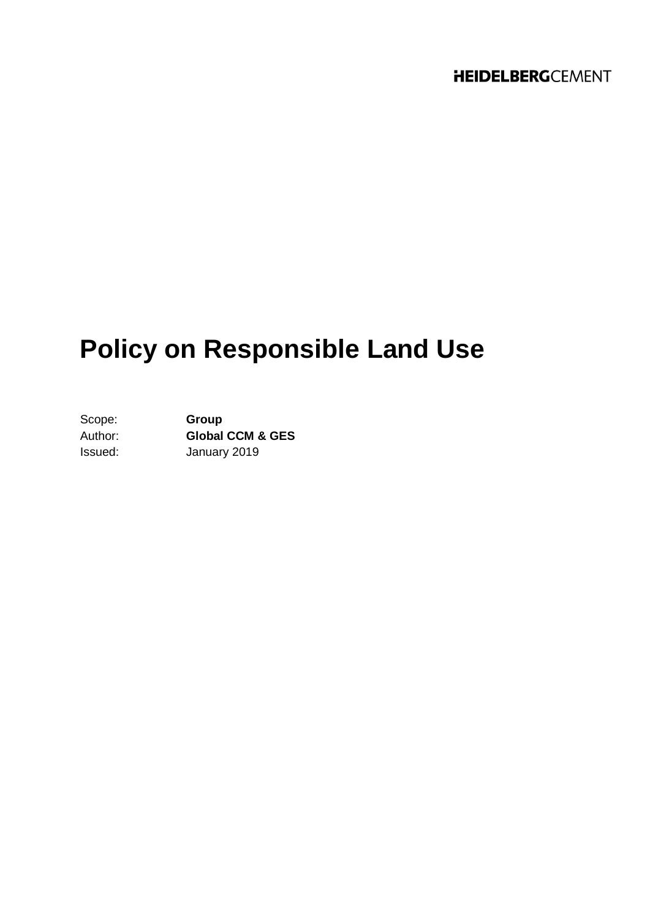HEIDELBERGCEMENT

# Policy on Responsible Land Use

| Scope: | **Group** |
|---|---|
| Author: | **Global CCM & GES** |
| Issued: | January 2019 |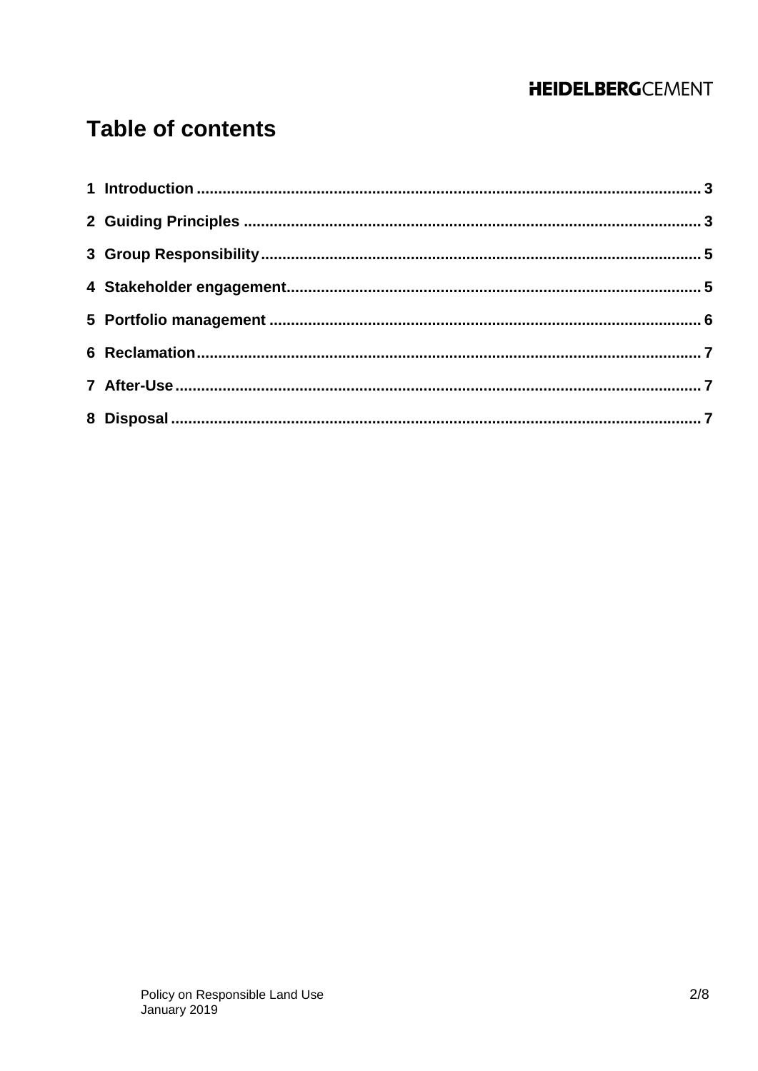# Table of contents

1 Introduction ........................................................................................................ 3

2 Guiding Principles ............................................................................................... 3

3 Group Responsibility............................................................................................ 5

4 Stakeholder engagement..................................................................................... 5

5 Portfolio management ......................................................................................... 6

6 Reclamation......................................................................................................... 7

7 After-Use ............................................................................................................. 7

8 Disposal ............................................................................................................... 7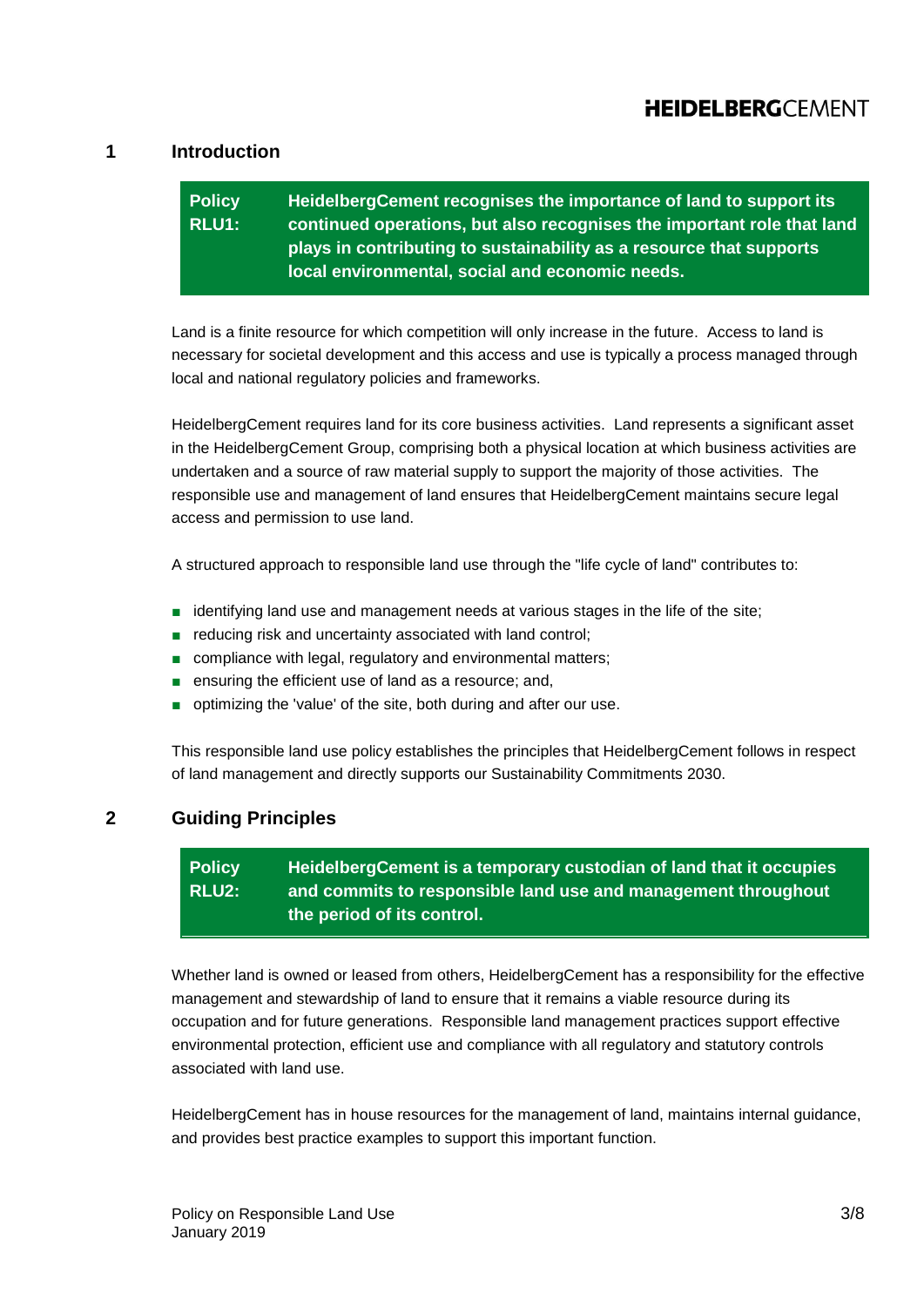## 1 Introduction

> **Policy RLU1:** **HeidelbergCement recognises the importance of land to support its continued operations, but also recognises the important role that land plays in contributing to sustainability as a resource that supports local environmental, social and economic needs.**

Land is a finite resource for which competition will only increase in the future. Access to land is necessary for societal development and this access and use is typically a process managed through local and national regulatory policies and frameworks.

HeidelbergCement requires land for its core business activities. Land represents a significant asset in the HeidelbergCement Group, comprising both a physical location at which business activities are undertaken and a source of raw material supply to support the majority of those activities. The responsible use and management of land ensures that HeidelbergCement maintains secure legal access and permission to use land.

A structured approach to responsible land use through the "life cycle of land" contributes to:

- identifying land use and management needs at various stages in the life of the site;
- reducing risk and uncertainty associated with land control;
- compliance with legal, regulatory and environmental matters;
- ensuring the efficient use of land as a resource; and,
- optimizing the 'value' of the site, both during and after our use.

This responsible land use policy establishes the principles that HeidelbergCement follows in respect of land management and directly supports our Sustainability Commitments 2030.

## 2 Guiding Principles

> **Policy RLU2:** **HeidelbergCement is a temporary custodian of land that it occupies and commits to responsible land use and management throughout the period of its control.**

Whether land is owned or leased from others, HeidelbergCement has a responsibility for the effective management and stewardship of land to ensure that it remains a viable resource during its occupation and for future generations. Responsible land management practices support effective environmental protection, efficient use and compliance with all regulatory and statutory controls associated with land use.

HeidelbergCement has in house resources for the management of land, maintains internal guidance, and provides best practice examples to support this important function.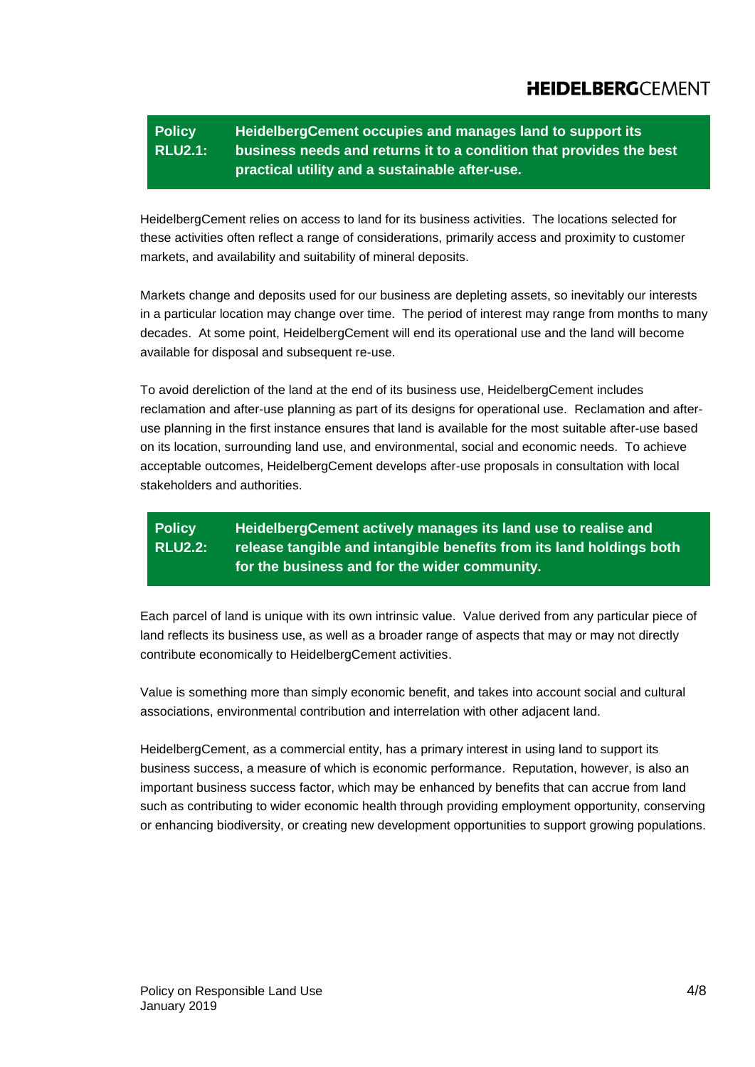**Policy RLU2.1: HeidelbergCement occupies and manages land to support its business needs and returns it to a condition that provides the best practical utility and a sustainable after-use.**

HeidelbergCement relies on access to land for its business activities. The locations selected for these activities often reflect a range of considerations, primarily access and proximity to customer markets, and availability and suitability of mineral deposits.

Markets change and deposits used for our business are depleting assets, so inevitably our interests in a particular location may change over time. The period of interest may range from months to many decades. At some point, HeidelbergCement will end its operational use and the land will become available for disposal and subsequent re-use.

To avoid dereliction of the land at the end of its business use, HeidelbergCement includes reclamation and after-use planning as part of its designs for operational use. Reclamation and after-use planning in the first instance ensures that land is available for the most suitable after-use based on its location, surrounding land use, and environmental, social and economic needs. To achieve acceptable outcomes, HeidelbergCement develops after-use proposals in consultation with local stakeholders and authorities.

**Policy RLU2.2: HeidelbergCement actively manages its land use to realise and release tangible and intangible benefits from its land holdings both for the business and for the wider community.**

Each parcel of land is unique with its own intrinsic value. Value derived from any particular piece of land reflects its business use, as well as a broader range of aspects that may or may not directly contribute economically to HeidelbergCement activities.

Value is something more than simply economic benefit, and takes into account social and cultural associations, environmental contribution and interrelation with other adjacent land.

HeidelbergCement, as a commercial entity, has a primary interest in using land to support its business success, a measure of which is economic performance. Reputation, however, is also an important business success factor, which may be enhanced by benefits that can accrue from land such as contributing to wider economic health through providing employment opportunity, conserving or enhancing biodiversity, or creating new development opportunities to support growing populations.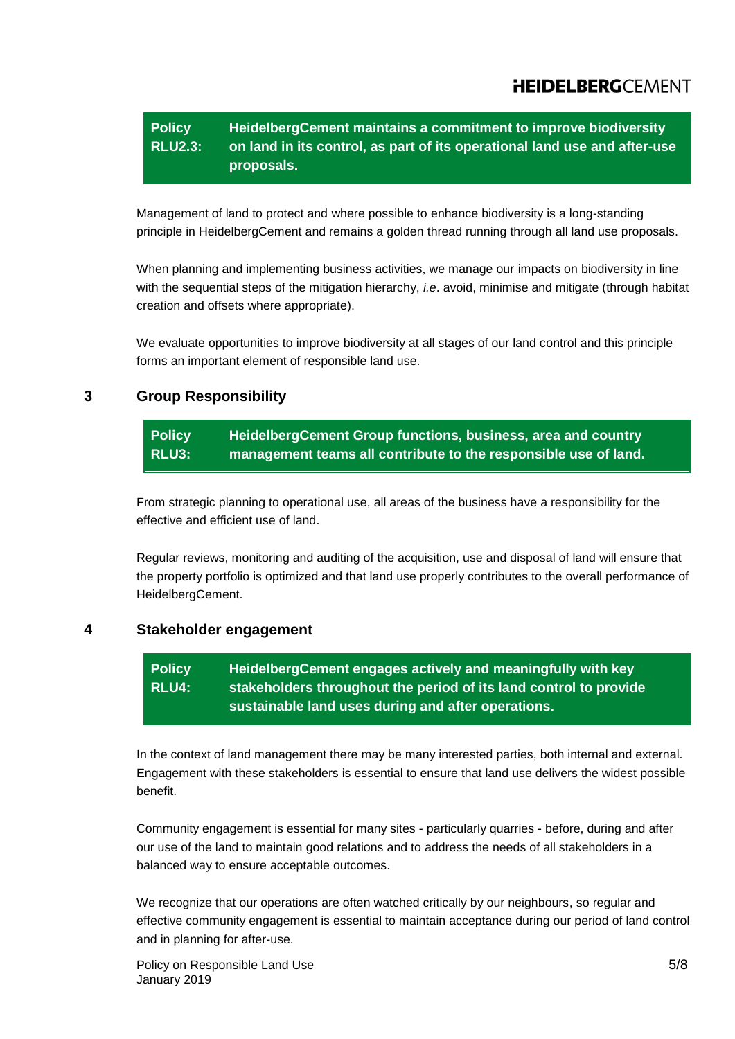**Policy RLU2.3:** **HeidelbergCement maintains a commitment to improve biodiversity on land in its control, as part of its operational land use and after-use proposals.**

Management of land to protect and where possible to enhance biodiversity is a long-standing principle in HeidelbergCement and remains a golden thread running through all land use proposals.

When planning and implementing business activities, we manage our impacts on biodiversity in line with the sequential steps of the mitigation hierarchy, *i.e*. avoid, minimise and mitigate (through habitat creation and offsets where appropriate).

We evaluate opportunities to improve biodiversity at all stages of our land control and this principle forms an important element of responsible land use.

## 3 Group Responsibility

**Policy RLU3:** **HeidelbergCement Group functions, business, area and country management teams all contribute to the responsible use of land.**

From strategic planning to operational use, all areas of the business have a responsibility for the effective and efficient use of land.

Regular reviews, monitoring and auditing of the acquisition, use and disposal of land will ensure that the property portfolio is optimized and that land use properly contributes to the overall performance of HeidelbergCement.

## 4 Stakeholder engagement

**Policy RLU4:** **HeidelbergCement engages actively and meaningfully with key stakeholders throughout the period of its land control to provide sustainable land uses during and after operations.**

In the context of land management there may be many interested parties, both internal and external. Engagement with these stakeholders is essential to ensure that land use delivers the widest possible benefit.

Community engagement is essential for many sites - particularly quarries - before, during and after our use of the land to maintain good relations and to address the needs of all stakeholders in a balanced way to ensure acceptable outcomes.

We recognize that our operations are often watched critically by our neighbours, so regular and effective community engagement is essential to maintain acceptance during our period of land control and in planning for after-use.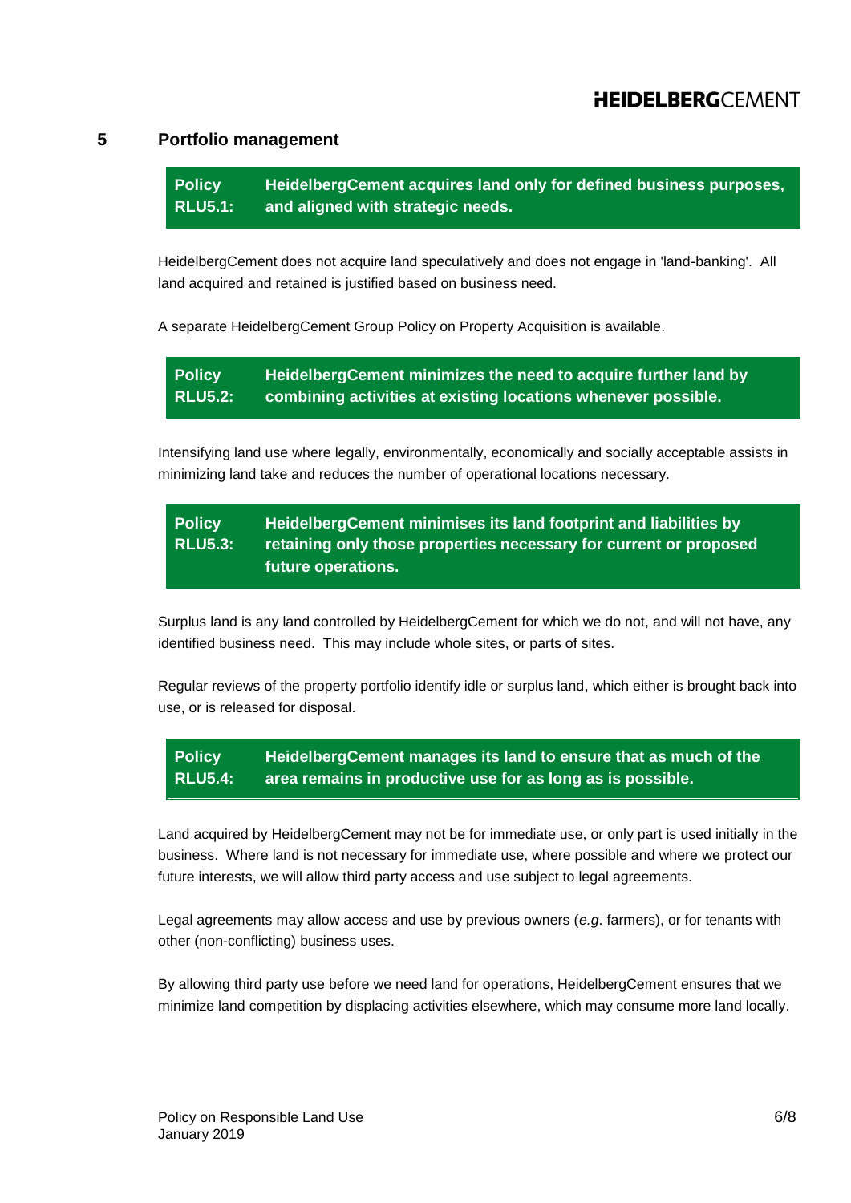## 5 Portfolio management

**Policy RLU5.1: HeidelbergCement acquires land only for defined business purposes, and aligned with strategic needs.**

HeidelbergCement does not acquire land speculatively and does not engage in 'land-banking'. All land acquired and retained is justified based on business need.

A separate HeidelbergCement Group Policy on Property Acquisition is available.

**Policy RLU5.2: HeidelbergCement minimizes the need to acquire further land by combining activities at existing locations whenever possible.**

Intensifying land use where legally, environmentally, economically and socially acceptable assists in minimizing land take and reduces the number of operational locations necessary.

**Policy RLU5.3: HeidelbergCement minimises its land footprint and liabilities by retaining only those properties necessary for current or proposed future operations.**

Surplus land is any land controlled by HeidelbergCement for which we do not, and will not have, any identified business need. This may include whole sites, or parts of sites.

Regular reviews of the property portfolio identify idle or surplus land, which either is brought back into use, or is released for disposal.

**Policy RLU5.4: HeidelbergCement manages its land to ensure that as much of the area remains in productive use for as long as is possible.**

Land acquired by HeidelbergCement may not be for immediate use, or only part is used initially in the business. Where land is not necessary for immediate use, where possible and where we protect our future interests, we will allow third party access and use subject to legal agreements.

Legal agreements may allow access and use by previous owners (*e.g*. farmers), or for tenants with other (non-conflicting) business uses.

By allowing third party use before we need land for operations, HeidelbergCement ensures that we minimize land competition by displacing activities elsewhere, which may consume more land locally.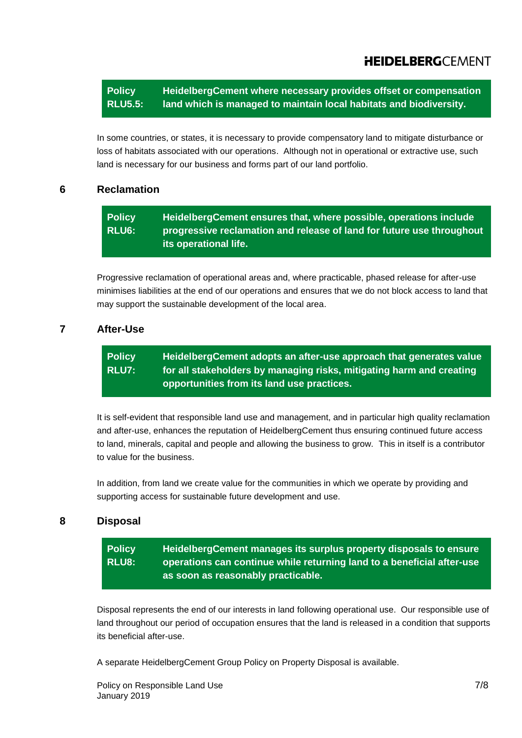**Policy RLU5.5:** **HeidelbergCement where necessary provides offset or compensation land which is managed to maintain local habitats and biodiversity.**

In some countries, or states, it is necessary to provide compensatory land to mitigate disturbance or loss of habitats associated with our operations. Although not in operational or extractive use, such land is necessary for our business and forms part of our land portfolio.

## 6 Reclamation

**Policy RLU6:** **HeidelbergCement ensures that, where possible, operations include progressive reclamation and release of land for future use throughout its operational life.**

Progressive reclamation of operational areas and, where practicable, phased release for after-use minimises liabilities at the end of our operations and ensures that we do not block access to land that may support the sustainable development of the local area.

## 7 After-Use

**Policy RLU7:** **HeidelbergCement adopts an after-use approach that generates value for all stakeholders by managing risks, mitigating harm and creating opportunities from its land use practices.**

It is self-evident that responsible land use and management, and in particular high quality reclamation and after-use, enhances the reputation of HeidelbergCement thus ensuring continued future access to land, minerals, capital and people and allowing the business to grow. This in itself is a contributor to value for the business.

In addition, from land we create value for the communities in which we operate by providing and supporting access for sustainable future development and use.

## 8 Disposal

**Policy RLU8:** **HeidelbergCement manages its surplus property disposals to ensure operations can continue while returning land to a beneficial after-use as soon as reasonably practicable.**

Disposal represents the end of our interests in land following operational use. Our responsible use of land throughout our period of occupation ensures that the land is released in a condition that supports its beneficial after-use.

A separate HeidelbergCement Group Policy on Property Disposal is available.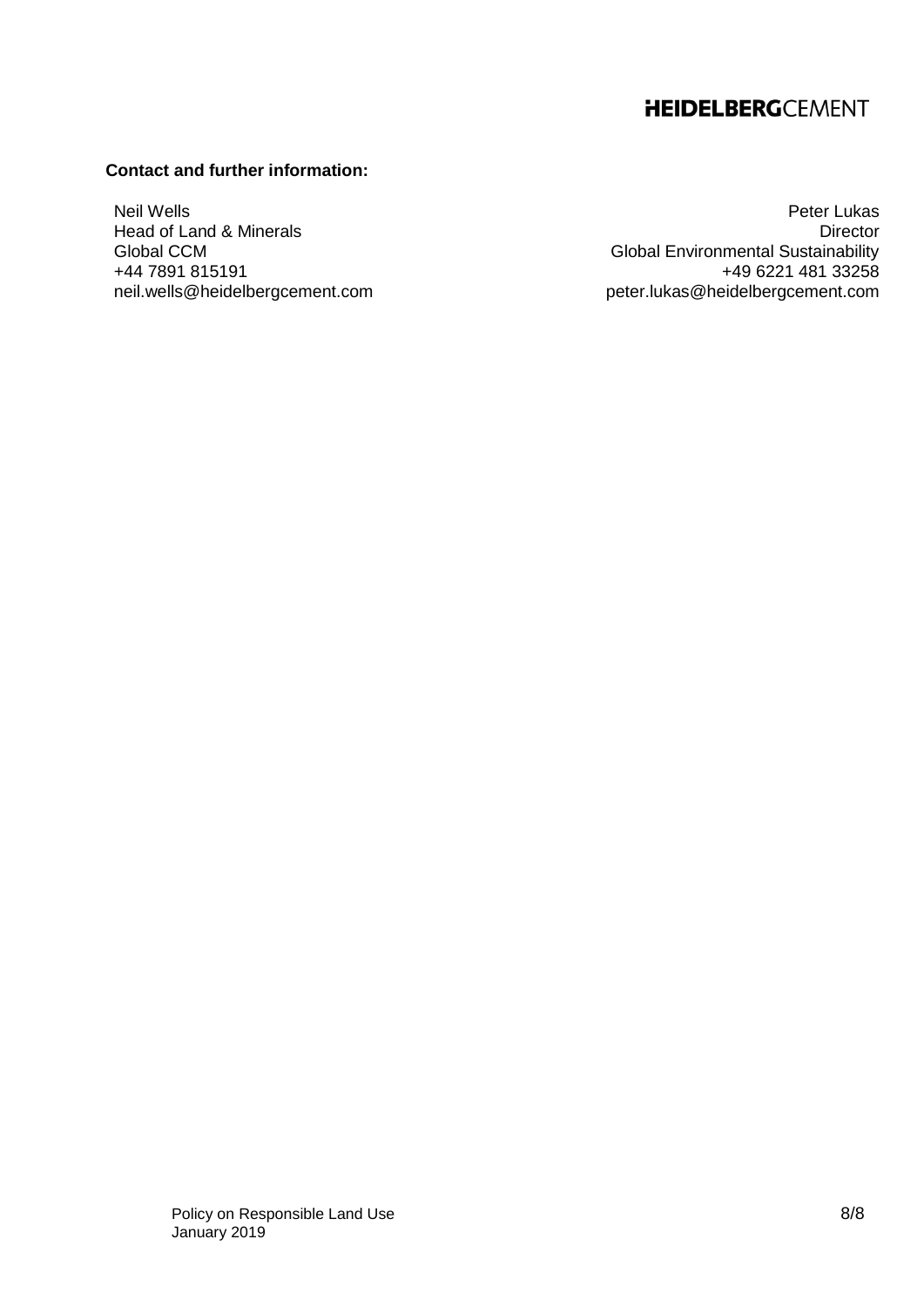**Contact and further information:**

Neil Wells
Head of Land & Minerals
Global CCM
+44 7891 815191
neil.wells@heidelbergcement.com

Peter Lukas
Director
Global Environmental Sustainability
+49 6221 481 33258
peter.lukas@heidelbergcement.com